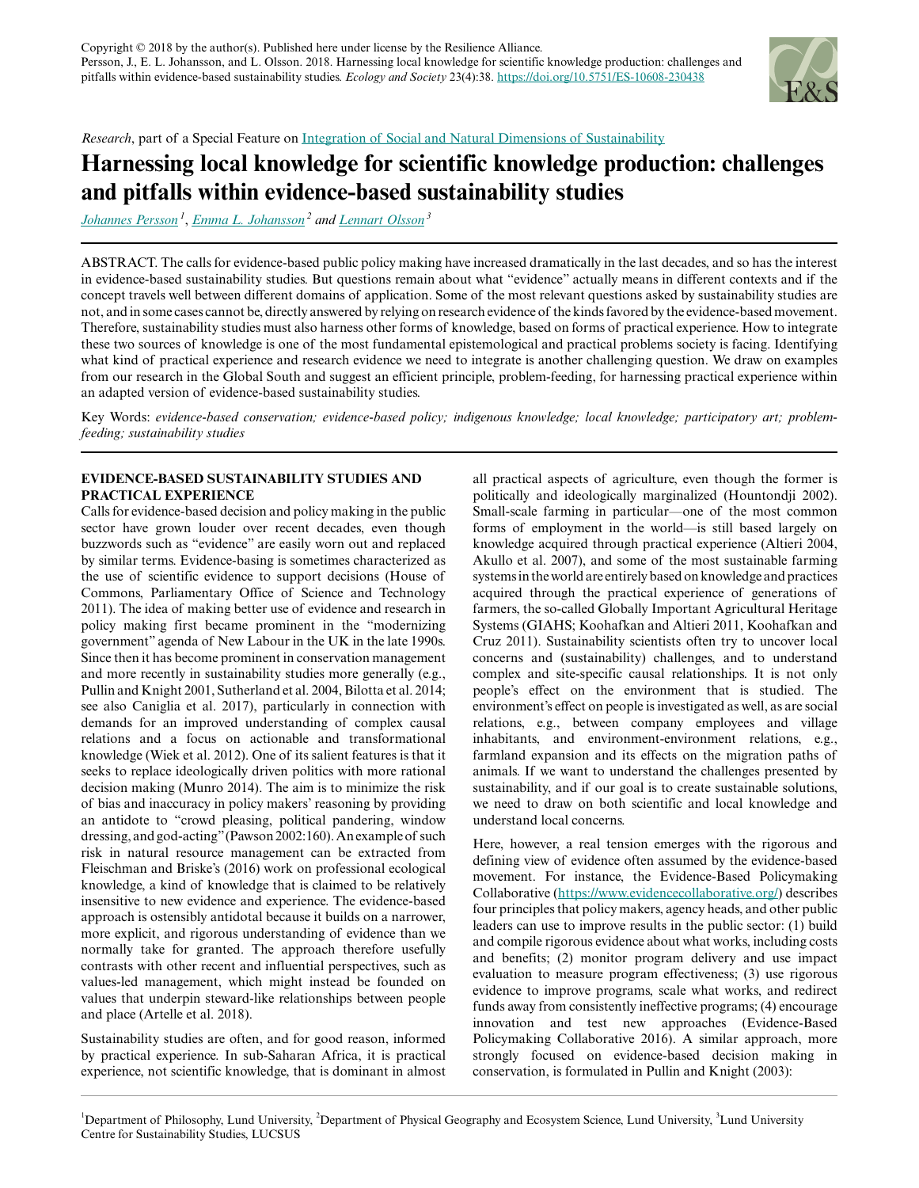Copyright © 2018 by the author(s). Published here under license by the Resilience Alliance.
Persson, J., E. L. Johansson, and L. Olsson. 2018. Harnessing local knowledge for scientific knowledge production: challenges and pitfalls within evidence-based sustainability studies. *Ecology and Society* 23(4):38. https://doi.org/10.5751/ES-10608-230438

*Research*, part of a Special Feature on Integration of Social and Natural Dimensions of Sustainability

# Harnessing local knowledge for scientific knowledge production: challenges and pitfalls within evidence-based sustainability studies

*Johannes Persson*[1], *Emma L. Johansson*[2] and *Lennart Olsson*[3]

ABSTRACT. The calls for evidence-based public policy making have increased dramatically in the last decades, and so has the interest in evidence-based sustainability studies. But questions remain about what "evidence" actually means in different contexts and if the concept travels well between different domains of application. Some of the most relevant questions asked by sustainability studies are not, and in some cases cannot be, directly answered by relying on research evidence of the kinds favored by the evidence-based movement. Therefore, sustainability studies must also harness other forms of knowledge, based on forms of practical experience. How to integrate these two sources of knowledge is one of the most fundamental epistemological and practical problems society is facing. Identifying what kind of practical experience and research evidence we need to integrate is another challenging question. We draw on examples from our research in the Global South and suggest an efficient principle, problem-feeding, for harnessing practical experience within an adapted version of evidence-based sustainability studies.

Key Words: *evidence-based conservation; evidence-based policy; indigenous knowledge; local knowledge; participatory art; problem-feeding; sustainability studies*

## EVIDENCE-BASED SUSTAINABILITY STUDIES AND PRACTICAL EXPERIENCE

Calls for evidence-based decision and policy making in the public sector have grown louder over recent decades, even though buzzwords such as "evidence" are easily worn out and replaced by similar terms. Evidence-basing is sometimes characterized as the use of scientific evidence to support decisions (House of Commons, Parliamentary Office of Science and Technology 2011). The idea of making better use of evidence and research in policy making first became prominent in the "modernizing government" agenda of New Labour in the UK in the late 1990s. Since then it has become prominent in conservation management and more recently in sustainability studies more generally (e.g., Pullin and Knight 2001, Sutherland et al. 2004, Bilotta et al. 2014; see also Caniglia et al. 2017), particularly in connection with demands for an improved understanding of complex causal relations and a focus on actionable and transformational knowledge (Wiek et al. 2012). One of its salient features is that it seeks to replace ideologically driven politics with more rational decision making (Munro 2014). The aim is to minimize the risk of bias and inaccuracy in policy makers' reasoning by providing an antidote to "crowd pleasing, political pandering, window dressing, and god-acting" (Pawson 2002:160). An example of such risk in natural resource management can be extracted from Fleischman and Briske's (2016) work on professional ecological knowledge, a kind of knowledge that is claimed to be relatively insensitive to new evidence and experience. The evidence-based approach is ostensibly antidotal because it builds on a narrower, more explicit, and rigorous understanding of evidence than we normally take for granted. The approach therefore usefully contrasts with other recent and influential perspectives, such as values-led management, which might instead be founded on values that underpin steward-like relationships between people and place (Artelle et al. 2018).

Sustainability studies are often, and for good reason, informed by practical experience. In sub-Saharan Africa, it is practical experience, not scientific knowledge, that is dominant in almost all practical aspects of agriculture, even though the former is politically and ideologically marginalized (Hountondji 2002). Small-scale farming in particular—one of the most common forms of employment in the world—is still based largely on knowledge acquired through practical experience (Altieri 2004, Akullo et al. 2007), and some of the most sustainable farming systems in the world are entirely based on knowledge and practices acquired through the practical experience of generations of farmers, the so-called Globally Important Agricultural Heritage Systems (GIAHS; Koohafkan and Altieri 2011, Koohafkan and Cruz 2011). Sustainability scientists often try to uncover local concerns and (sustainability) challenges, and to understand complex and site-specific causal relationships. It is not only people's effect on the environment that is studied. The environment's effect on people is investigated as well, as are social relations, e.g., between company employees and village inhabitants, and environment-environment relations, e.g., farmland expansion and its effects on the migration paths of animals. If we want to understand the challenges presented by sustainability, and if our goal is to create sustainable solutions, we need to draw on both scientific and local knowledge and understand local concerns.

Here, however, a real tension emerges with the rigorous and defining view of evidence often assumed by the evidence-based movement. For instance, the Evidence-Based Policymaking Collaborative (https://www.evidencecollaborative.org/) describes four principles that policy makers, agency heads, and other public leaders can use to improve results in the public sector: (1) build and compile rigorous evidence about what works, including costs and benefits; (2) monitor program delivery and use impact evaluation to measure program effectiveness; (3) use rigorous evidence to improve programs, scale what works, and redirect funds away from consistently ineffective programs; (4) encourage innovation and test new approaches (Evidence-Based Policymaking Collaborative 2016). A similar approach, more strongly focused on evidence-based decision making in conservation, is formulated in Pullin and Knight (2003):

[1]Department of Philosophy, Lund University, [2]Department of Physical Geography and Ecosystem Science, Lund University, [3]Lund University Centre for Sustainability Studies, LUCSUS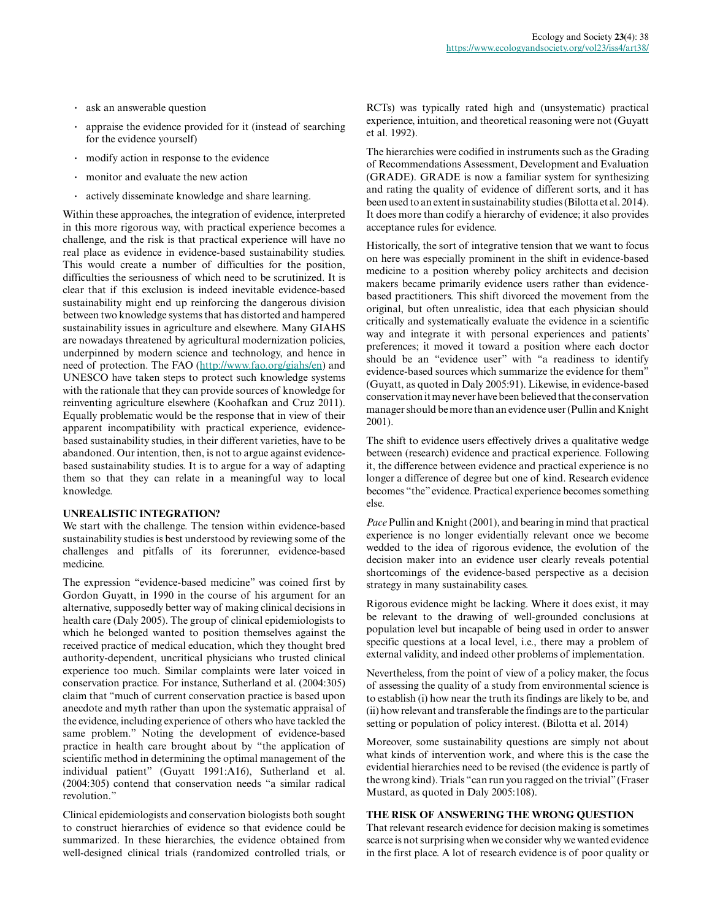- ask an answerable question
- appraise the evidence provided for it (instead of searching for the evidence yourself)
- modify action in response to the evidence
- monitor and evaluate the new action
- actively disseminate knowledge and share learning.

Within these approaches, the integration of evidence, interpreted in this more rigorous way, with practical experience becomes a challenge, and the risk is that practical experience will have no real place as evidence in evidence-based sustainability studies. This would create a number of difficulties for the position, difficulties the seriousness of which need to be scrutinized. It is clear that if this exclusion is indeed inevitable evidence-based sustainability might end up reinforcing the dangerous division between two knowledge systems that has distorted and hampered sustainability issues in agriculture and elsewhere. Many GIAHS are nowadays threatened by agricultural modernization policies, underpinned by modern science and technology, and hence in need of protection. The FAO (http://www.fao.org/giahs/en) and UNESCO have taken steps to protect such knowledge systems with the rationale that they can provide sources of knowledge for reinventing agriculture elsewhere (Koohafkan and Cruz 2011). Equally problematic would be the response that in view of their apparent incompatibility with practical experience, evidence-based sustainability studies, in their different varieties, have to be abandoned. Our intention, then, is not to argue against evidence-based sustainability studies. It is to argue for a way of adapting them so that they can relate in a meaningful way to local knowledge.

## UNREALISTIC INTEGRATION?

We start with the challenge. The tension within evidence-based sustainability studies is best understood by reviewing some of the challenges and pitfalls of its forerunner, evidence-based medicine.

The expression "evidence-based medicine" was coined first by Gordon Guyatt, in 1990 in the course of his argument for an alternative, supposedly better way of making clinical decisions in health care (Daly 2005). The group of clinical epidemiologists to which he belonged wanted to position themselves against the received practice of medical education, which they thought bred authority-dependent, uncritical physicians who trusted clinical experience too much. Similar complaints were later voiced in conservation practice. For instance, Sutherland et al. (2004:305) claim that "much of current conservation practice is based upon anecdote and myth rather than upon the systematic appraisal of the evidence, including experience of others who have tackled the same problem." Noting the development of evidence-based practice in health care brought about by "the application of scientific method in determining the optimal management of the individual patient" (Guyatt 1991:A16), Sutherland et al. (2004:305) contend that conservation needs "a similar radical revolution."

Clinical epidemiologists and conservation biologists both sought to construct hierarchies of evidence so that evidence could be summarized. In these hierarchies, the evidence obtained from well-designed clinical trials (randomized controlled trials, or RCTs) was typically rated high and (unsystematic) practical experience, intuition, and theoretical reasoning were not (Guyatt et al. 1992).

The hierarchies were codified in instruments such as the Grading of Recommendations Assessment, Development and Evaluation (GRADE). GRADE is now a familiar system for synthesizing and rating the quality of evidence of different sorts, and it has been used to an extent in sustainability studies (Bilotta et al. 2014). It does more than codify a hierarchy of evidence; it also provides acceptance rules for evidence.

Historically, the sort of integrative tension that we want to focus on here was especially prominent in the shift in evidence-based medicine to a position whereby policy architects and decision makers became primarily evidence users rather than evidence-based practitioners. This shift divorced the movement from the original, but often unrealistic, idea that each physician should critically and systematically evaluate the evidence in a scientific way and integrate it with personal experiences and patients' preferences; it moved it toward a position where each doctor should be an "evidence user" with "a readiness to identify evidence-based sources which summarize the evidence for them" (Guyatt, as quoted in Daly 2005:91). Likewise, in evidence-based conservation it may never have been believed that the conservation manager should be more than an evidence user (Pullin and Knight 2001).

The shift to evidence users effectively drives a qualitative wedge between (research) evidence and practical experience. Following it, the difference between evidence and practical experience is no longer a difference of degree but one of kind. Research evidence becomes "the" evidence. Practical experience becomes something else.

*Pace* Pullin and Knight (2001), and bearing in mind that practical experience is no longer evidentially relevant once we become wedded to the idea of rigorous evidence, the evolution of the decision maker into an evidence user clearly reveals potential shortcomings of the evidence-based perspective as a decision strategy in many sustainability cases.

Rigorous evidence might be lacking. Where it does exist, it may be relevant to the drawing of well-grounded conclusions at population level but incapable of being used in order to answer specific questions at a local level, i.e., there may a problem of external validity, and indeed other problems of implementation.

Nevertheless, from the point of view of a policy maker, the focus of assessing the quality of a study from environmental science is to establish (i) how near the truth its findings are likely to be, and (ii) how relevant and transferable the findings are to the particular setting or population of policy interest. (Bilotta et al. 2014)

Moreover, some sustainability questions are simply not about what kinds of intervention work, and where this is the case the evidential hierarchies need to be revised (the evidence is partly of the wrong kind). Trials "can run you ragged on the trivial" (Fraser Mustard, as quoted in Daly 2005:108).

## THE RISK OF ANSWERING THE WRONG QUESTION

That relevant research evidence for decision making is sometimes scarce is not surprising when we consider why we wanted evidence in the first place. A lot of research evidence is of poor quality or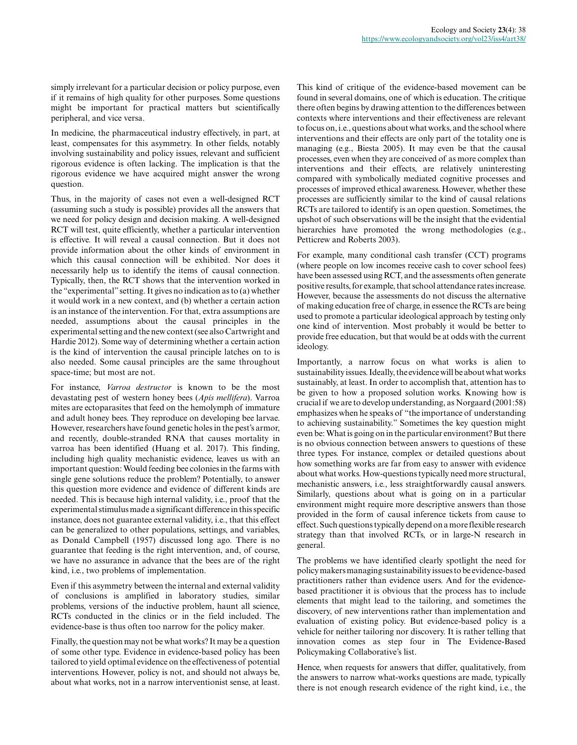simply irrelevant for a particular decision or policy purpose, even if it remains of high quality for other purposes. Some questions might be important for practical matters but scientifically peripheral, and vice versa.

In medicine, the pharmaceutical industry effectively, in part, at least, compensates for this asymmetry. In other fields, notably involving sustainability and policy issues, relevant and sufficient rigorous evidence is often lacking. The implication is that the rigorous evidence we have acquired might answer the wrong question.

Thus, in the majority of cases not even a well-designed RCT (assuming such a study is possible) provides all the answers that we need for policy design and decision making. A well-designed RCT will test, quite efficiently, whether a particular intervention is effective. It will reveal a causal connection. But it does not provide information about the other kinds of environment in which this causal connection will be exhibited. Nor does it necessarily help us to identify the items of causal connection. Typically, then, the RCT shows that the intervention worked in the "experimental" setting. It gives no indication as to (a) whether it would work in a new context, and (b) whether a certain action is an instance of the intervention. For that, extra assumptions are needed, assumptions about the causal principles in the experimental setting and the new context (see also Cartwright and Hardie 2012). Some way of determining whether a certain action is the kind of intervention the causal principle latches on to is also needed. Some causal principles are the same throughout space-time; but most are not.

For instance, *Varroa destructor* is known to be the most devastating pest of western honey bees (*Apis mellifera*). Varroa mites are ectoparasites that feed on the hemolymph of immature and adult honey bees. They reproduce on developing bee larvae. However, researchers have found genetic holes in the pest's armor, and recently, double-stranded RNA that causes mortality in varroa has been identified (Huang et al. 2017). This finding, including high quality mechanistic evidence, leaves us with an important question: Would feeding bee colonies in the farms with single gene solutions reduce the problem? Potentially, to answer this question more evidence and evidence of different kinds are needed. This is because high internal validity, i.e., proof that the experimental stimulus made a significant difference in this specific instance, does not guarantee external validity, i.e., that this effect can be generalized to other populations, settings, and variables, as Donald Campbell (1957) discussed long ago. There is no guarantee that feeding is the right intervention, and, of course, we have no assurance in advance that the bees are of the right kind, i.e., two problems of implementation.

Even if this asymmetry between the internal and external validity of conclusions is amplified in laboratory studies, similar problems, versions of the inductive problem, haunt all science, RCTs conducted in the clinics or in the field included. The evidence-base is thus often too narrow for the policy maker.

Finally, the question may not be what works? It may be a question of some other type. Evidence in evidence-based policy has been tailored to yield optimal evidence on the effectiveness of potential interventions. However, policy is not, and should not always be, about what works, not in a narrow interventionist sense, at least. This kind of critique of the evidence-based movement can be found in several domains, one of which is education. The critique there often begins by drawing attention to the differences between contexts where interventions and their effectiveness are relevant to focus on, i.e., questions about what works, and the school where interventions and their effects are only part of the totality one is managing (e.g., Biesta 2005). It may even be that the causal processes, even when they are conceived of as more complex than interventions and their effects, are relatively uninteresting compared with symbolically mediated cognitive processes and processes of improved ethical awareness. However, whether these processes are sufficiently similar to the kind of causal relations RCTs are tailored to identify is an open question. Sometimes, the upshot of such observations will be the insight that the evidential hierarchies have promoted the wrong methodologies (e.g., Petticrew and Roberts 2003).

For example, many conditional cash transfer (CCT) programs (where people on low incomes receive cash to cover school fees) have been assessed using RCT, and the assessments often generate positive results, for example, that school attendance rates increase. However, because the assessments do not discuss the alternative of making education free of charge, in essence the RCTs are being used to promote a particular ideological approach by testing only one kind of intervention. Most probably it would be better to provide free education, but that would be at odds with the current ideology.

Importantly, a narrow focus on what works is alien to sustainability issues. Ideally, the evidence will be about what works sustainably, at least. In order to accomplish that, attention has to be given to how a proposed solution works. Knowing how is crucial if we are to develop understanding, as Norgaard (2001:58) emphasizes when he speaks of "the importance of understanding to achieving sustainability." Sometimes the key question might even be: What is going on in the particular environment? But there is no obvious connection between answers to questions of these three types. For instance, complex or detailed questions about how something works are far from easy to answer with evidence about what works. How-questions typically need more structural, mechanistic answers, i.e., less straightforwardly causal answers. Similarly, questions about what is going on in a particular environment might require more descriptive answers than those provided in the form of causal inference tickets from cause to effect. Such questions typically depend on a more flexible research strategy than that involved RCTs, or in large-N research in general.

The problems we have identified clearly spotlight the need for policy makers managing sustainability issues to be evidence-based practitioners rather than evidence users. And for the evidence-based practitioner it is obvious that the process has to include elements that might lead to the tailoring, and sometimes the discovery, of new interventions rather than implementation and evaluation of existing policy. But evidence-based policy is a vehicle for neither tailoring nor discovery. It is rather telling that innovation comes as step four in The Evidence-Based Policymaking Collaborative's list.

Hence, when requests for answers that differ, qualitatively, from the answers to narrow what-works questions are made, typically there is not enough research evidence of the right kind, i.e., the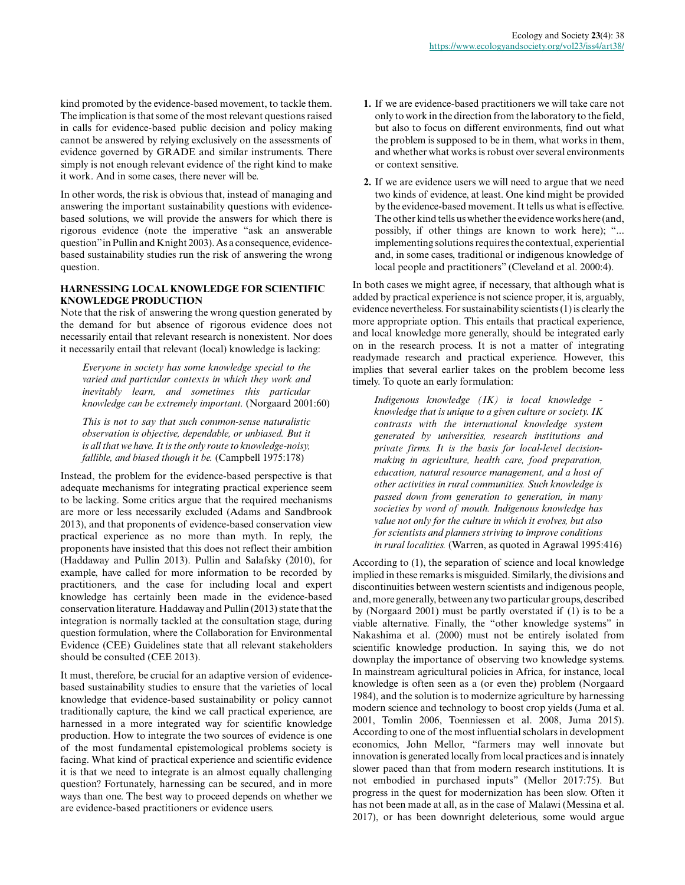kind promoted by the evidence-based movement, to tackle them. The implication is that some of the most relevant questions raised in calls for evidence-based public decision and policy making cannot be answered by relying exclusively on the assessments of evidence governed by GRADE and similar instruments. There simply is not enough relevant evidence of the right kind to make it work. And in some cases, there never will be.

In other words, the risk is obvious that, instead of managing and answering the important sustainability questions with evidence-based solutions, we will provide the answers for which there is rigorous evidence (note the imperative "ask an answerable question" in Pullin and Knight 2003). As a consequence, evidence-based sustainability studies run the risk of answering the wrong question.

## HARNESSING LOCAL KNOWLEDGE FOR SCIENTIFIC KNOWLEDGE PRODUCTION

Note that the risk of answering the wrong question generated by the demand for but absence of rigorous evidence does not necessarily entail that relevant research is nonexistent. Nor does it necessarily entail that relevant (local) knowledge is lacking:

> *Everyone in society has some knowledge special to the varied and particular contexts in which they work and inevitably learn, and sometimes this particular knowledge can be extremely important.* (Norgaard 2001:60)

> *This is not to say that such common-sense naturalistic observation is objective, dependable, or unbiased. But it is all that we have. It is the only route to knowledge-noisy, fallible, and biased though it be.* (Campbell 1975:178)

Instead, the problem for the evidence-based perspective is that adequate mechanisms for integrating practical experience seem to be lacking. Some critics argue that the required mechanisms are more or less necessarily excluded (Adams and Sandbrook 2013), and that proponents of evidence-based conservation view practical experience as no more than myth. In reply, the proponents have insisted that this does not reflect their ambition (Haddaway and Pullin 2013). Pullin and Salafsky (2010), for example, have called for more information to be recorded by practitioners, and the case for including local and expert knowledge has certainly been made in the evidence-based conservation literature. Haddaway and Pullin (2013) state that the integration is normally tackled at the consultation stage, during question formulation, where the Collaboration for Environmental Evidence (CEE) Guidelines state that all relevant stakeholders should be consulted (CEE 2013).

It must, therefore, be crucial for an adaptive version of evidence-based sustainability studies to ensure that the varieties of local knowledge that evidence-based sustainability or policy cannot traditionally capture, the kind we call practical experience, are harnessed in a more integrated way for scientific knowledge production. How to integrate the two sources of evidence is one of the most fundamental epistemological problems society is facing. What kind of practical experience and scientific evidence it is that we need to integrate is an almost equally challenging question? Fortunately, harnessing can be secured, and in more ways than one. The best way to proceed depends on whether we are evidence-based practitioners or evidence users.

1. If we are evidence-based practitioners we will take care not only to work in the direction from the laboratory to the field, but also to focus on different environments, find out what the problem is supposed to be in them, what works in them, and whether what works is robust over several environments or context sensitive.
2. If we are evidence users we will need to argue that we need two kinds of evidence, at least. One kind might be provided by the evidence-based movement. It tells us what is effective. The other kind tells us whether the evidence works here (and, possibly, if other things are known to work here); "... implementing solutions requires the contextual, experiential and, in some cases, traditional or indigenous knowledge of local people and practitioners" (Cleveland et al. 2000:4).

In both cases we might agree, if necessary, that although what is added by practical experience is not science proper, it is, arguably, evidence nevertheless. For sustainability scientists (1) is clearly the more appropriate option. This entails that practical experience, and local knowledge more generally, should be integrated early on in the research process. It is not a matter of integrating readymade research and practical experience. However, this implies that several earlier takes on the problem become less timely. To quote an early formulation:

> *Indigenous knowledge (IK) is local knowledge - knowledge that is unique to a given culture or society. IK contrasts with the international knowledge system generated by universities, research institutions and private firms. It is the basis for local-level decision-making in agriculture, health care, food preparation, education, natural resource management, and a host of other activities in rural communities. Such knowledge is passed down from generation to generation, in many societies by word of mouth. Indigenous knowledge has value not only for the culture in which it evolves, but also for scientists and planners striving to improve conditions in rural localities.* (Warren, as quoted in Agrawal 1995:416)

According to (1), the separation of science and local knowledge implied in these remarks is misguided. Similarly, the divisions and discontinuities between western scientists and indigenous people, and, more generally, between any two particular groups, described by (Norgaard 2001) must be partly overstated if (1) is to be a viable alternative. Finally, the "other knowledge systems" in Nakashima et al. (2000) must not be entirely isolated from scientific knowledge production. In saying this, we do not downplay the importance of observing two knowledge systems. In mainstream agricultural policies in Africa, for instance, local knowledge is often seen as a (or even the) problem (Norgaard 1984), and the solution is to modernize agriculture by harnessing modern science and technology to boost crop yields (Juma et al. 2001, Tomlin 2006, Toenniessen et al. 2008, Juma 2015). According to one of the most influential scholars in development economics, John Mellor, "farmers may well innovate but innovation is generated locally from local practices and is innately slower paced than that from modern research institutions. It is not embodied in purchased inputs" (Mellor 2017:75). But progress in the quest for modernization has been slow. Often it has not been made at all, as in the case of Malawi (Messina et al. 2017), or has been downright deleterious, some would argue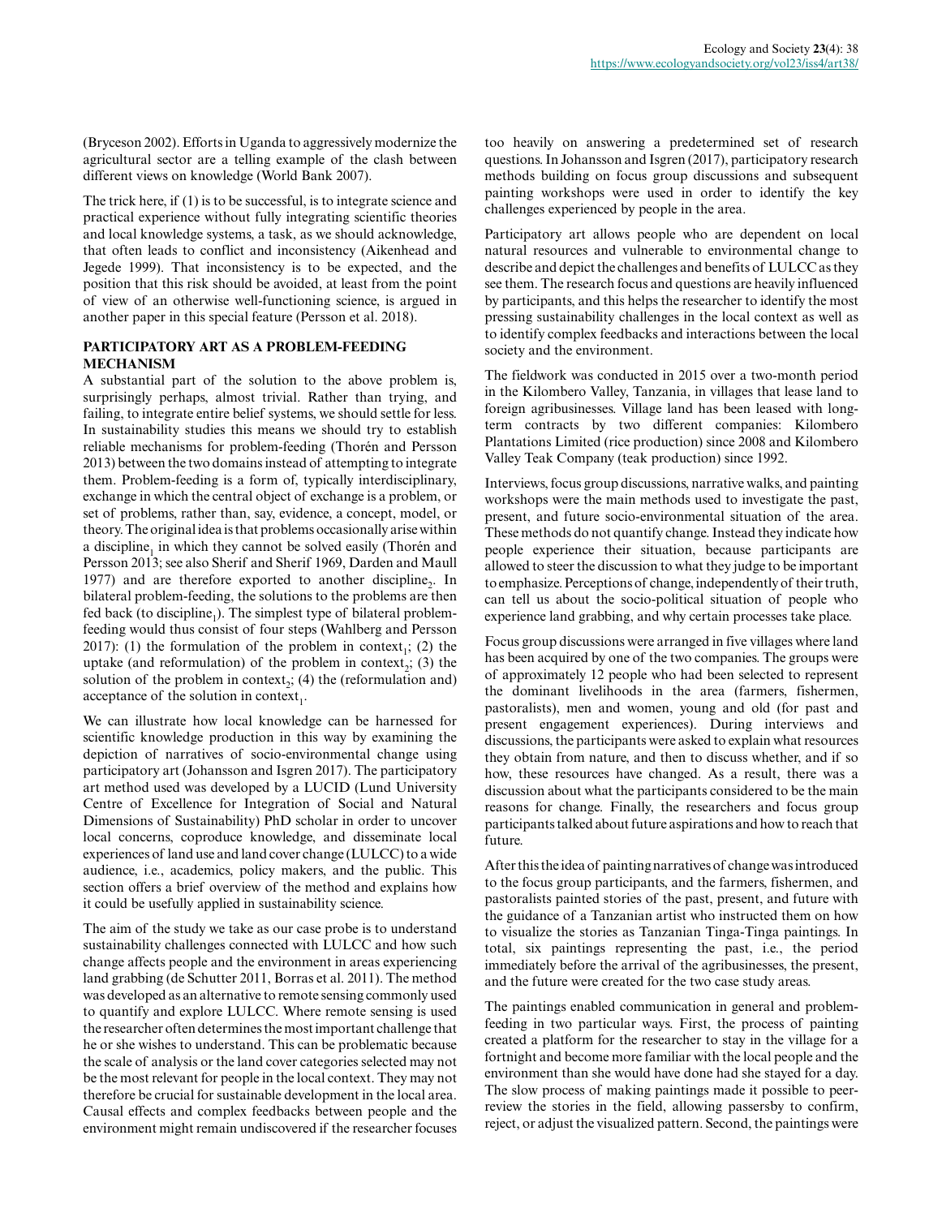(Bryceson 2002). Efforts in Uganda to aggressively modernize the agricultural sector are a telling example of the clash between different views on knowledge (World Bank 2007).

The trick here, if (1) is to be successful, is to integrate science and practical experience without fully integrating scientific theories and local knowledge systems, a task, as we should acknowledge, that often leads to conflict and inconsistency (Aikenhead and Jegede 1999). That inconsistency is to be expected, and the position that this risk should be avoided, at least from the point of view of an otherwise well-functioning science, is argued in another paper in this special feature (Persson et al. 2018).

## PARTICIPATORY ART AS A PROBLEM-FEEDING MECHANISM

A substantial part of the solution to the above problem is, surprisingly perhaps, almost trivial. Rather than trying, and failing, to integrate entire belief systems, we should settle for less. In sustainability studies this means we should try to establish reliable mechanisms for problem-feeding (Thorén and Persson 2013) between the two domains instead of attempting to integrate them. Problem-feeding is a form of, typically interdisciplinary, exchange in which the central object of exchange is a problem, or set of problems, rather than, say, evidence, a concept, model, or theory. The original idea is that problems occasionally arise within a discipline$_1$ in which they cannot be solved easily (Thorén and Persson 2013; see also Sherif and Sherif 1969, Darden and Maull 1977) and are therefore exported to another discipline$_2$. In bilateral problem-feeding, the solutions to the problems are then fed back (to discipline$_1$). The simplest type of bilateral problem-feeding would thus consist of four steps (Wahlberg and Persson 2017): (1) the formulation of the problem in context$_1$; (2) the uptake (and reformulation) of the problem in context$_2$; (3) the solution of the problem in context$_2$; (4) the (reformulation and) acceptance of the solution in context$_1$.

We can illustrate how local knowledge can be harnessed for scientific knowledge production in this way by examining the depiction of narratives of socio-environmental change using participatory art (Johansson and Isgren 2017). The participatory art method used was developed by a LUCID (Lund University Centre of Excellence for Integration of Social and Natural Dimensions of Sustainability) PhD scholar in order to uncover local concerns, coproduce knowledge, and disseminate local experiences of land use and land cover change (LULCC) to a wide audience, i.e., academics, policy makers, and the public. This section offers a brief overview of the method and explains how it could be usefully applied in sustainability science.

The aim of the study we take as our case probe is to understand sustainability challenges connected with LULCC and how such change affects people and the environment in areas experiencing land grabbing (de Schutter 2011, Borras et al. 2011). The method was developed as an alternative to remote sensing commonly used to quantify and explore LULCC. Where remote sensing is used the researcher often determines the most important challenge that he or she wishes to understand. This can be problematic because the scale of analysis or the land cover categories selected may not be the most relevant for people in the local context. They may not therefore be crucial for sustainable development in the local area. Causal effects and complex feedbacks between people and the environment might remain undiscovered if the researcher focuses too heavily on answering a predetermined set of research questions. In Johansson and Isgren (2017), participatory research methods building on focus group discussions and subsequent painting workshops were used in order to identify the key challenges experienced by people in the area.

Participatory art allows people who are dependent on local natural resources and vulnerable to environmental change to describe and depict the challenges and benefits of LULCC as they see them. The research focus and questions are heavily influenced by participants, and this helps the researcher to identify the most pressing sustainability challenges in the local context as well as to identify complex feedbacks and interactions between the local society and the environment.

The fieldwork was conducted in 2015 over a two-month period in the Kilombero Valley, Tanzania, in villages that lease land to foreign agribusinesses. Village land has been leased with long-term contracts by two different companies: Kilombero Plantations Limited (rice production) since 2008 and Kilombero Valley Teak Company (teak production) since 1992.

Interviews, focus group discussions, narrative walks, and painting workshops were the main methods used to investigate the past, present, and future socio-environmental situation of the area. These methods do not quantify change. Instead they indicate how people experience their situation, because participants are allowed to steer the discussion to what they judge to be important to emphasize. Perceptions of change, independently of their truth, can tell us about the socio-political situation of people who experience land grabbing, and why certain processes take place.

Focus group discussions were arranged in five villages where land has been acquired by one of the two companies. The groups were of approximately 12 people who had been selected to represent the dominant livelihoods in the area (farmers, fishermen, pastoralists), men and women, young and old (for past and present engagement experiences). During interviews and discussions, the participants were asked to explain what resources they obtain from nature, and then to discuss whether, and if so how, these resources have changed. As a result, there was a discussion about what the participants considered to be the main reasons for change. Finally, the researchers and focus group participants talked about future aspirations and how to reach that future.

After this the idea of painting narratives of change was introduced to the focus group participants, and the farmers, fishermen, and pastoralists painted stories of the past, present, and future with the guidance of a Tanzanian artist who instructed them on how to visualize the stories as Tanzanian Tinga-Tinga paintings. In total, six paintings representing the past, i.e., the period immediately before the arrival of the agribusinesses, the present, and the future were created for the two case study areas.

The paintings enabled communication in general and problem-feeding in two particular ways. First, the process of painting created a platform for the researcher to stay in the village for a fortnight and become more familiar with the local people and the environment than she would have done had she stayed for a day. The slow process of making paintings made it possible to peer-review the stories in the field, allowing passersby to confirm, reject, or adjust the visualized pattern. Second, the paintings were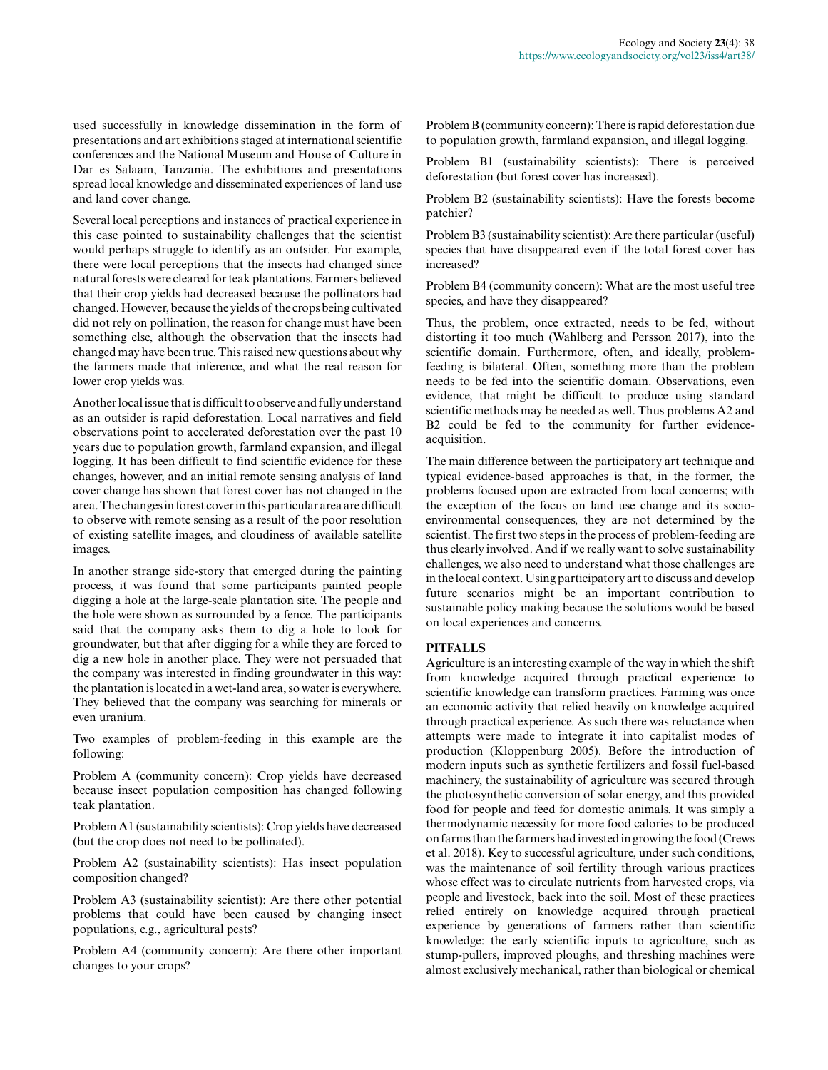used successfully in knowledge dissemination in the form of presentations and art exhibitions staged at international scientific conferences and the National Museum and House of Culture in Dar es Salaam, Tanzania. The exhibitions and presentations spread local knowledge and disseminated experiences of land use and land cover change.

Several local perceptions and instances of practical experience in this case pointed to sustainability challenges that the scientist would perhaps struggle to identify as an outsider. For example, there were local perceptions that the insects had changed since natural forests were cleared for teak plantations. Farmers believed that their crop yields had decreased because the pollinators had changed. However, because the yields of the crops being cultivated did not rely on pollination, the reason for change must have been something else, although the observation that the insects had changed may have been true. This raised new questions about why the farmers made that inference, and what the real reason for lower crop yields was.

Another local issue that is difficult to observe and fully understand as an outsider is rapid deforestation. Local narratives and field observations point to accelerated deforestation over the past 10 years due to population growth, farmland expansion, and illegal logging. It has been difficult to find scientific evidence for these changes, however, and an initial remote sensing analysis of land cover change has shown that forest cover has not changed in the area. The changes in forest cover in this particular area are difficult to observe with remote sensing as a result of the poor resolution of existing satellite images, and cloudiness of available satellite images.

In another strange side-story that emerged during the painting process, it was found that some participants painted people digging a hole at the large-scale plantation site. The people and the hole were shown as surrounded by a fence. The participants said that the company asks them to dig a hole to look for groundwater, but that after digging for a while they are forced to dig a new hole in another place. They were not persuaded that the company was interested in finding groundwater in this way: the plantation is located in a wet-land area, so water is everywhere. They believed that the company was searching for minerals or even uranium.

Two examples of problem-feeding in this example are the following:

Problem A (community concern): Crop yields have decreased because insect population composition has changed following teak plantation.

Problem A1 (sustainability scientists): Crop yields have decreased (but the crop does not need to be pollinated).

Problem A2 (sustainability scientists): Has insect population composition changed?

Problem A3 (sustainability scientist): Are there other potential problems that could have been caused by changing insect populations, e.g., agricultural pests?

Problem A4 (community concern): Are there other important changes to your crops?

Problem B (community concern): There is rapid deforestation due to population growth, farmland expansion, and illegal logging.

Problem B1 (sustainability scientists): There is perceived deforestation (but forest cover has increased).

Problem B2 (sustainability scientists): Have the forests become patchier?

Problem B3 (sustainability scientist): Are there particular (useful) species that have disappeared even if the total forest cover has increased?

Problem B4 (community concern): What are the most useful tree species, and have they disappeared?

Thus, the problem, once extracted, needs to be fed, without distorting it too much (Wahlberg and Persson 2017), into the scientific domain. Furthermore, often, and ideally, problem-feeding is bilateral. Often, something more than the problem needs to be fed into the scientific domain. Observations, even evidence, that might be difficult to produce using standard scientific methods may be needed as well. Thus problems A2 and B2 could be fed to the community for further evidence-acquisition.

The main difference between the participatory art technique and typical evidence-based approaches is that, in the former, the problems focused upon are extracted from local concerns; with the exception of the focus on land use change and its socio-environmental consequences, they are not determined by the scientist. The first two steps in the process of problem-feeding are thus clearly involved. And if we really want to solve sustainability challenges, we also need to understand what those challenges are in the local context. Using participatory art to discuss and develop future scenarios might be an important contribution to sustainable policy making because the solutions would be based on local experiences and concerns.

## PITFALLS

Agriculture is an interesting example of the way in which the shift from knowledge acquired through practical experience to scientific knowledge can transform practices. Farming was once an economic activity that relied heavily on knowledge acquired through practical experience. As such there was reluctance when attempts were made to integrate it into capitalist modes of production (Kloppenburg 2005). Before the introduction of modern inputs such as synthetic fertilizers and fossil fuel-based machinery, the sustainability of agriculture was secured through the photosynthetic conversion of solar energy, and this provided food for people and feed for domestic animals. It was simply a thermodynamic necessity for more food calories to be produced on farms than the farmers had invested in growing the food (Crews et al. 2018). Key to successful agriculture, under such conditions, was the maintenance of soil fertility through various practices whose effect was to circulate nutrients from harvested crops, via people and livestock, back into the soil. Most of these practices relied entirely on knowledge acquired through practical experience by generations of farmers rather than scientific knowledge: the early scientific inputs to agriculture, such as stump-pullers, improved ploughs, and threshing machines were almost exclusively mechanical, rather than biological or chemical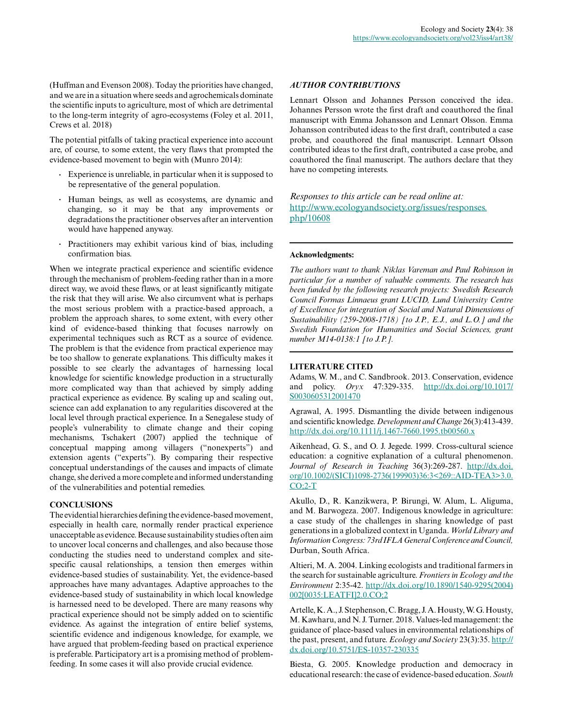(Huffman and Evenson 2008). Today the priorities have changed, and we are in a situation where seeds and agrochemicals dominate the scientific inputs to agriculture, most of which are detrimental to the long-term integrity of agro-ecosystems (Foley et al. 2011, Crews et al. 2018)

The potential pitfalls of taking practical experience into account are, of course, to some extent, the very flaws that prompted the evidence-based movement to begin with (Munro 2014):

- Experience is unreliable, in particular when it is supposed to be representative of the general population.
- Human beings, as well as ecosystems, are dynamic and changing, so it may be that any improvements or degradations the practitioner observes after an intervention would have happened anyway.
- Practitioners may exhibit various kind of bias, including confirmation bias.

When we integrate practical experience and scientific evidence through the mechanism of problem-feeding rather than in a more direct way, we avoid these flaws, or at least significantly mitigate the risk that they will arise. We also circumvent what is perhaps the most serious problem with a practice-based approach, a problem the approach shares, to some extent, with every other kind of evidence-based thinking that focuses narrowly on experimental techniques such as RCT as a source of evidence. The problem is that the evidence from practical experience may be too shallow to generate explanations. This difficulty makes it possible to see clearly the advantages of harnessing local knowledge for scientific knowledge production in a structurally more complicated way than that achieved by simply adding practical experience as evidence. By scaling up and scaling out, science can add explanation to any regularities discovered at the local level through practical experience. In a Senegalese study of people's vulnerability to climate change and their coping mechanisms, Tschakert (2007) applied the technique of conceptual mapping among villagers ("nonexperts") and extension agents ("experts"). By comparing their respective conceptual understandings of the causes and impacts of climate change, she derived a more complete and informed understanding of the vulnerabilities and potential remedies.

## CONCLUSIONS

The evidential hierarchies defining the evidence-based movement, especially in health care, normally render practical experience unacceptable as evidence. Because sustainability studies often aim to uncover local concerns and challenges, and also because those conducting the studies need to understand complex and site-specific causal relationships, a tension then emerges within evidence-based studies of sustainability. Yet, the evidence-based approaches have many advantages. Adaptive approaches to the evidence-based study of sustainability in which local knowledge is harnessed need to be developed. There are many reasons why practical experience should not be simply added on to scientific evidence. As against the integration of entire belief systems, scientific evidence and indigenous knowledge, for example, we have argued that problem-feeding based on practical experience is preferable. Participatory art is a promising method of problem-feeding. In some cases it will also provide crucial evidence.

### *AUTHOR CONTRIBUTIONS*

Lennart Olsson and Johannes Persson conceived the idea. Johannes Persson wrote the first draft and coauthored the final manuscript with Emma Johansson and Lennart Olsson. Emma Johansson contributed ideas to the first draft, contributed a case probe, and coauthored the final manuscript. Lennart Olsson contributed ideas to the first draft, contributed a case probe, and coauthored the final manuscript. The authors declare that they have no competing interests.

*Responses to this article can be read online at:* http://www.ecologyandsociety.org/issues/responses.php/10608

**Acknowledgments:**

*The authors want to thank Niklas Vareman and Paul Robinson in particular for a number of valuable comments. The research has been funded by the following research projects: Swedish Research Council Formas Linnaeus grant LUCID, Lund University Centre of Excellence for integration of Social and Natural Dimensions of Sustainability (259-2008-1718) [to J.P., E.J., and L.O.] and the Swedish Foundation for Humanities and Social Sciences, grant number M14-0138:1 [to J.P.].*

## LITERATURE CITED

Adams, W. M., and C. Sandbrook. 2013. Conservation, evidence and policy. *Oryx* 47:329-335. http://dx.doi.org/10.1017/S0030605312001470

Agrawal, A. 1995. Dismantling the divide between indigenous and scientific knowledge. *Development and Change* 26(3):413-439. http://dx.doi.org/10.1111/j.1467-7660.1995.tb00560.x

Aikenhead, G. S., and O. J. Jegede. 1999. Cross-cultural science education: a cognitive explanation of a cultural phenomenon. *Journal of Research in Teaching* 36(3):269-287. http://dx.doi.org/10.1002/(SICI)1098-2736(199903)36:3<269::AID-TEA3>3.0.CO;2-T

Akullo, D., R. Kanzikwera, P. Birungi, W. Alum, L. Aliguma, and M. Barwogeza. 2007. Indigenous knowledge in agriculture: a case study of the challenges in sharing knowledge of past generations in a globalized context in Uganda. *World Library and Information Congress: 73rd IFLA General Conference and Council,* Durban, South Africa.

Altieri, M. A. 2004. Linking ecologists and traditional farmers in the search for sustainable agriculture. *Frontiers in Ecology and the Environment* 2:35-42. http://dx.doi.org/10.1890/1540-9295(2004)002[0035:LEATFI]2.0.CO;2

Artelle, K. A., J. Stephenson, C. Bragg, J. A. Housty, W. G. Housty, M. Kawharu, and N. J. Turner. 2018. Values-led management: the guidance of place-based values in environmental relationships of the past, present, and future. *Ecology and Society* 23(3):35. http://dx.doi.org/10.5751/ES-10357-230335

Biesta, G. 2005. Knowledge production and democracy in educational research: the case of evidence-based education. *South*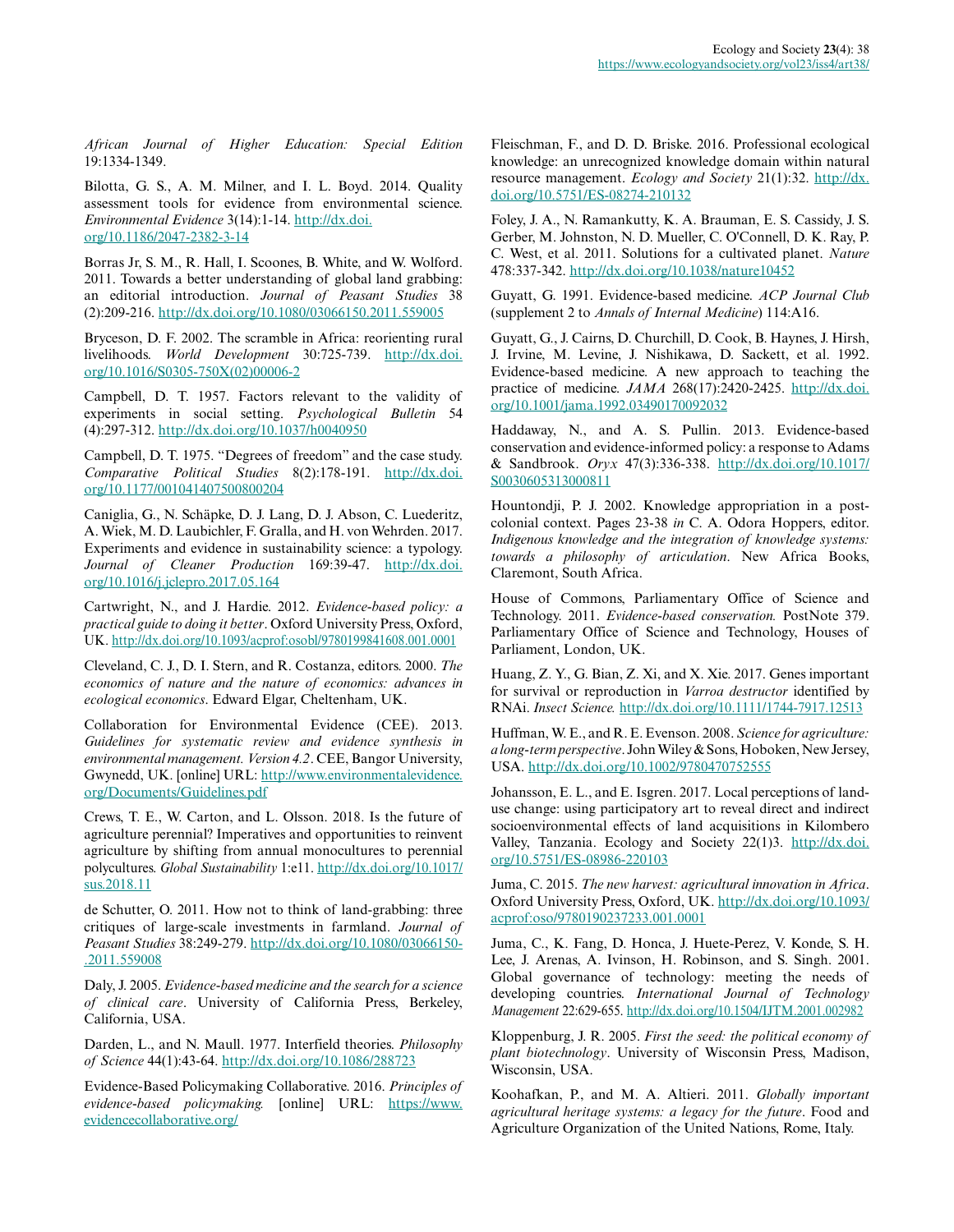*African Journal of Higher Education: Special Edition* 19:1334-1349.

Bilotta, G. S., A. M. Milner, and I. L. Boyd. 2014. Quality assessment tools for evidence from environmental science. *Environmental Evidence* 3(14):1-14. http://dx.doi.org/10.1186/2047-2382-3-14

Borras Jr, S. M., R. Hall, I. Scoones, B. White, and W. Wolford. 2011. Towards a better understanding of global land grabbing: an editorial introduction. *Journal of Peasant Studies* 38 (2):209-216. http://dx.doi.org/10.1080/03066150.2011.559005

Bryceson, D. F. 2002. The scramble in Africa: reorienting rural livelihoods. *World Development* 30:725-739. http://dx.doi.org/10.1016/S0305-750X(02)00006-2

Campbell, D. T. 1957. Factors relevant to the validity of experiments in social setting. *Psychological Bulletin* 54 (4):297-312. http://dx.doi.org/10.1037/h0040950

Campbell, D. T. 1975. "Degrees of freedom" and the case study. *Comparative Political Studies* 8(2):178-191. http://dx.doi.org/10.1177/001041407500800204

Caniglia, G., N. Schäpke, D. J. Lang, D. J. Abson, C. Luederitz, A. Wiek, M. D. Laubichler, F. Gralla, and H. von Wehrden. 2017. Experiments and evidence in sustainability science: a typology. *Journal of Cleaner Production* 169:39-47. http://dx.doi.org/10.1016/j.jclepro.2017.05.164

Cartwright, N., and J. Hardie. 2012. *Evidence-based policy: a practical guide to doing it better*. Oxford University Press, Oxford, UK. http://dx.doi.org/10.1093/acprof:osobl/9780199841608.001.0001

Cleveland, C. J., D. I. Stern, and R. Costanza, editors. 2000. *The economics of nature and the nature of economics: advances in ecological economics*. Edward Elgar, Cheltenham, UK.

Collaboration for Environmental Evidence (CEE). 2013. *Guidelines for systematic review and evidence synthesis in environmental management. Version 4.2*. CEE, Bangor University, Gwynedd, UK. [online] URL: http://www.environmentalevidence.org/Documents/Guidelines.pdf

Crews, T. E., W. Carton, and L. Olsson. 2018. Is the future of agriculture perennial? Imperatives and opportunities to reinvent agriculture by shifting from annual monocultures to perennial polycultures. *Global Sustainability* 1:e11. http://dx.doi.org/10.1017/sus.2018.11

de Schutter, O. 2011. How not to think of land-grabbing: three critiques of large-scale investments in farmland. *Journal of Peasant Studies* 38:249-279. http://dx.doi.org/10.1080/03066150-.2011.559008

Daly, J. 2005. *Evidence-based medicine and the search for a science of clinical care*. University of California Press, Berkeley, California, USA.

Darden, L., and N. Maull. 1977. Interfield theories. *Philosophy of Science* 44(1):43-64. http://dx.doi.org/10.1086/288723

Evidence-Based Policymaking Collaborative. 2016. *Principles of evidence-based policymaking.* [online] URL: https://www.evidencecollaborative.org/

Fleischman, F., and D. D. Briske. 2016. Professional ecological knowledge: an unrecognized knowledge domain within natural resource management. *Ecology and Society* 21(1):32. http://dx.doi.org/10.5751/ES-08274-210132

Foley, J. A., N. Ramankutty, K. A. Brauman, E. S. Cassidy, J. S. Gerber, M. Johnston, N. D. Mueller, C. O'Connell, D. K. Ray, P. C. West, et al. 2011. Solutions for a cultivated planet. *Nature* 478:337-342. http://dx.doi.org/10.1038/nature10452

Guyatt, G. 1991. Evidence-based medicine. *ACP Journal Club* (supplement 2 to *Annals of Internal Medicine*) 114:A16.

Guyatt, G., J. Cairns, D. Churchill, D. Cook, B. Haynes, J. Hirsh, J. Irvine, M. Levine, J. Nishikawa, D. Sackett, et al. 1992. Evidence-based medicine. A new approach to teaching the practice of medicine. *JAMA* 268(17):2420-2425. http://dx.doi.org/10.1001/jama.1992.03490170092032

Haddaway, N., and A. S. Pullin. 2013. Evidence-based conservation and evidence-informed policy: a response to Adams & Sandbrook. *Oryx* 47(3):336-338. http://dx.doi.org/10.1017/S0030605313000811

Hountondji, P. J. 2002. Knowledge appropriation in a post-colonial context. Pages 23-38 *in* C. A. Odora Hoppers, editor. *Indigenous knowledge and the integration of knowledge systems: towards a philosophy of articulation*. New Africa Books, Claremont, South Africa.

House of Commons, Parliamentary Office of Science and Technology. 2011. *Evidence-based conservation.* PostNote 379. Parliamentary Office of Science and Technology, Houses of Parliament, London, UK.

Huang, Z. Y., G. Bian, Z. Xi, and X. Xie. 2017. Genes important for survival or reproduction in *Varroa destructor* identified by RNAi. *Insect Science.* http://dx.doi.org/10.1111/1744-7917.12513

Huffman, W. E., and R. E. Evenson. 2008. *Science for agriculture: a long-term perspective*. John Wiley & Sons, Hoboken, New Jersey, USA. http://dx.doi.org/10.1002/9780470752555

Johansson, E. L., and E. Isgren. 2017. Local perceptions of land-use change: using participatory art to reveal direct and indirect socioenvironmental effects of land acquisitions in Kilombero Valley, Tanzania. Ecology and Society 22(1)3. http://dx.doi.org/10.5751/ES-08986-220103

Juma, C. 2015. *The new harvest: agricultural innovation in Africa*. Oxford University Press, Oxford, UK. http://dx.doi.org/10.1093/acprof:oso/9780190237233.001.0001

Juma, C., K. Fang, D. Honca, J. Huete-Perez, V. Konde, S. H. Lee, J. Arenas, A. Ivinson, H. Robinson, and S. Singh. 2001. Global governance of technology: meeting the needs of developing countries. *International Journal of Technology Management* 22:629-655. http://dx.doi.org/10.1504/IJTM.2001.002982

Kloppenburg, J. R. 2005. *First the seed: the political economy of plant biotechnology*. University of Wisconsin Press, Madison, Wisconsin, USA.

Koohafkan, P., and M. A. Altieri. 2011. *Globally important agricultural heritage systems: a legacy for the future*. Food and Agriculture Organization of the United Nations, Rome, Italy.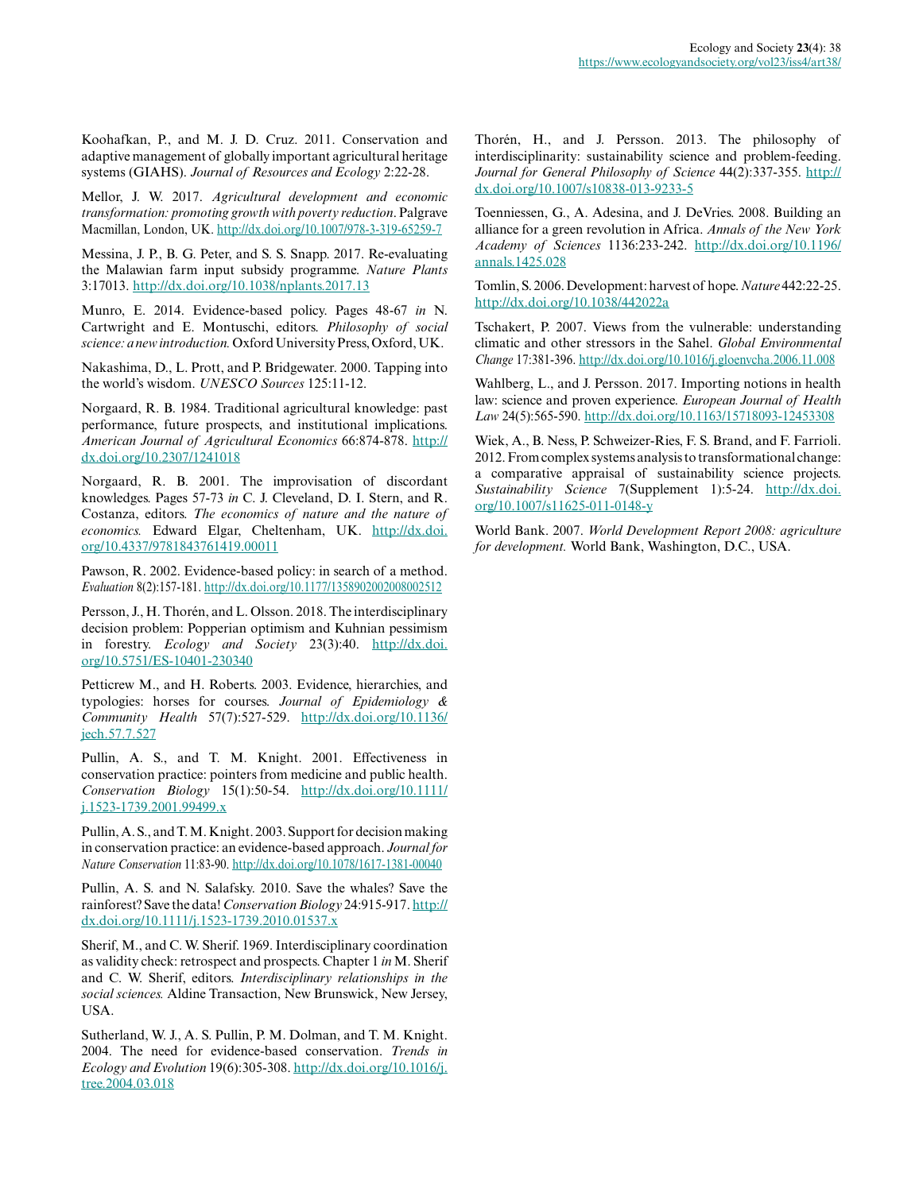Koohafkan, P., and M. J. D. Cruz. 2011. Conservation and adaptive management of globally important agricultural heritage systems (GIAHS). *Journal of Resources and Ecology* 2:22-28.

Mellor, J. W. 2017. *Agricultural development and economic transformation: promoting growth with poverty reduction*. Palgrave Macmillan, London, UK. http://dx.doi.org/10.1007/978-3-319-65259-7

Messina, J. P., B. G. Peter, and S. S. Snapp. 2017. Re-evaluating the Malawian farm input subsidy programme. *Nature Plants* 3:17013. http://dx.doi.org/10.1038/nplants.2017.13

Munro, E. 2014. Evidence-based policy. Pages 48-67 *in* N. Cartwright and E. Montuschi, editors. *Philosophy of social science: a new introduction.* Oxford University Press, Oxford, UK.

Nakashima, D., L. Prott, and P. Bridgewater. 2000. Tapping into the world's wisdom. *UNESCO Sources* 125:11-12.

Norgaard, R. B. 1984. Traditional agricultural knowledge: past performance, future prospects, and institutional implications. *American Journal of Agricultural Economics* 66:874-878. http://dx.doi.org/10.2307/1241018

Norgaard, R. B. 2001. The improvisation of discordant knowledges. Pages 57-73 *in* C. J. Cleveland, D. I. Stern, and R. Costanza, editors. *The economics of nature and the nature of economics.* Edward Elgar, Cheltenham, UK. http://dx.doi.org/10.4337/9781843761419.00011

Pawson, R. 2002. Evidence-based policy: in search of a method. *Evaluation* 8(2):157-181. http://dx.doi.org/10.1177/1358902002008002512

Persson, J., H. Thorén, and L. Olsson. 2018. The interdisciplinary decision problem: Popperian optimism and Kuhnian pessimism in forestry. *Ecology and Society* 23(3):40. http://dx.doi.org/10.5751/ES-10401-230340

Petticrew M., and H. Roberts. 2003. Evidence, hierarchies, and typologies: horses for courses. *Journal of Epidemiology & Community Health* 57(7):527-529. http://dx.doi.org/10.1136/jech.57.7.527

Pullin, A. S., and T. M. Knight. 2001. Effectiveness in conservation practice: pointers from medicine and public health. *Conservation Biology* 15(1):50-54. http://dx.doi.org/10.1111/j.1523-1739.2001.99499.x

Pullin, A. S., and T. M. Knight. 2003. Support for decision making in conservation practice: an evidence-based approach. *Journal for Nature Conservation* 11:83-90. http://dx.doi.org/10.1078/1617-1381-00040

Pullin, A. S. and N. Salafsky. 2010. Save the whales? Save the rainforest? Save the data! *Conservation Biology* 24:915-917. http://dx.doi.org/10.1111/j.1523-1739.2010.01537.x

Sherif, M., and C. W. Sherif. 1969. Interdisciplinary coordination as validity check: retrospect and prospects. Chapter 1 *in* M. Sherif and C. W. Sherif, editors. *Interdisciplinary relationships in the social sciences.* Aldine Transaction, New Brunswick, New Jersey, USA.

Sutherland, W. J., A. S. Pullin, P. M. Dolman, and T. M. Knight. 2004. The need for evidence-based conservation. *Trends in Ecology and Evolution* 19(6):305-308. http://dx.doi.org/10.1016/j.tree.2004.03.018

Thorén, H., and J. Persson. 2013. The philosophy of interdisciplinarity: sustainability science and problem-feeding. *Journal for General Philosophy of Science* 44(2):337-355. http://dx.doi.org/10.1007/s10838-013-9233-5

Toenniessen, G., A. Adesina, and J. DeVries. 2008. Building an alliance for a green revolution in Africa. *Annals of the New York Academy of Sciences* 1136:233-242. http://dx.doi.org/10.1196/annals.1425.028

Tomlin, S. 2006. Development: harvest of hope. *Nature* 442:22-25. http://dx.doi.org/10.1038/442022a

Tschakert, P. 2007. Views from the vulnerable: understanding climatic and other stressors in the Sahel. *Global Environmental Change* 17:381-396. http://dx.doi.org/10.1016/j.gloenvcha.2006.11.008

Wahlberg, L., and J. Persson. 2017. Importing notions in health law: science and proven experience. *European Journal of Health Law* 24(5):565-590. http://dx.doi.org/10.1163/15718093-12453308

Wiek, A., B. Ness, P. Schweizer-Ries, F. S. Brand, and F. Farrioli. 2012. From complex systems analysis to transformational change: a comparative appraisal of sustainability science projects. *Sustainability Science* 7(Supplement 1):5-24. http://dx.doi.org/10.1007/s11625-011-0148-y

World Bank. 2007. *World Development Report 2008: agriculture for development.* World Bank, Washington, D.C., USA.